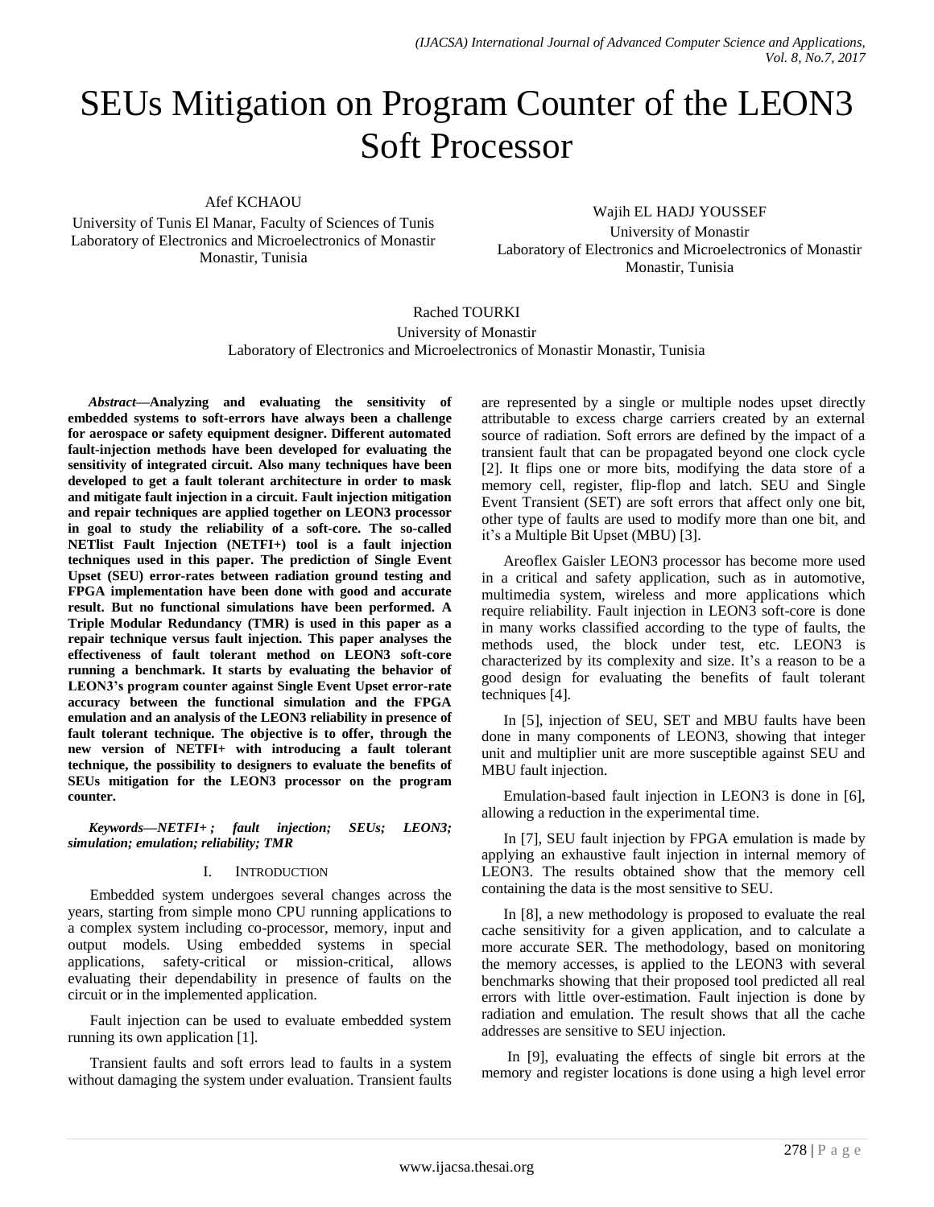# SEUs Mitigation on Program Counter of the LEON3 Soft Processor

Afef KCHAOU
University of Tunis El Manar, Faculty of Sciences of Tunis
Laboratory of Electronics and Microelectronics of Monastir
Monastir, Tunisia

Wajih EL HADJ YOUSSEF
University of Monastir
Laboratory of Electronics and Microelectronics of Monastir
Monastir, Tunisia

Rached TOURKI
University of Monastir
Laboratory of Electronics and Microelectronics of Monastir Monastir, Tunisia

***Abstract*—Analyzing and evaluating the sensitivity of embedded systems to soft-errors have always been a challenge for aerospace or safety equipment designer. Different automated fault-injection methods have been developed for evaluating the sensitivity of integrated circuit. Also many techniques have been developed to get a fault tolerant architecture in order to mask and mitigate fault injection in a circuit. Fault injection mitigation and repair techniques are applied together on LEON3 processor in goal to study the reliability of a soft-core. The so-called NETlist Fault Injection (NETFI+) tool is a fault injection techniques used in this paper. The prediction of Single Event Upset (SEU) error-rates between radiation ground testing and FPGA implementation have been done with good and accurate result. But no functional simulations have been performed. A Triple Modular Redundancy (TMR) is used in this paper as a repair technique versus fault injection. This paper analyses the effectiveness of fault tolerant method on LEON3 soft-core running a benchmark. It starts by evaluating the behavior of LEON3's program counter against Single Event Upset error-rate accuracy between the functional simulation and the FPGA emulation and an analysis of the LEON3 reliability in presence of fault tolerant technique. The objective is to offer, through the new version of NETFI+ with introducing a fault tolerant technique, the possibility to designers to evaluate the benefits of SEUs mitigation for the LEON3 processor on the program counter.**

***Keywords—NETFI+ ; fault injection; SEUs; LEON3; simulation; emulation; reliability; TMR***

## I. Introduction

Embedded system undergoes several changes across the years, starting from simple mono CPU running applications to a complex system including co-processor, memory, input and output models. Using embedded systems in special applications, safety-critical or mission-critical, allows evaluating their dependability in presence of faults on the circuit or in the implemented application.

Fault injection can be used to evaluate embedded system running its own application [1].

Transient faults and soft errors lead to faults in a system without damaging the system under evaluation. Transient faults are represented by a single or multiple nodes upset directly attributable to excess charge carriers created by an external source of radiation. Soft errors are defined by the impact of a transient fault that can be propagated beyond one clock cycle [2]. It flips one or more bits, modifying the data store of a memory cell, register, flip-flop and latch. SEU and Single Event Transient (SET) are soft errors that affect only one bit, other type of faults are used to modify more than one bit, and it's a Multiple Bit Upset (MBU) [3].

Areoflex Gaisler LEON3 processor has become more used in a critical and safety application, such as in automotive, multimedia system, wireless and more applications which require reliability. Fault injection in LEON3 soft-core is done in many works classified according to the type of faults, the methods used, the block under test, etc. LEON3 is characterized by its complexity and size. It's a reason to be a good design for evaluating the benefits of fault tolerant techniques [4].

In [5], injection of SEU, SET and MBU faults have been done in many components of LEON3, showing that integer unit and multiplier unit are more susceptible against SEU and MBU fault injection.

Emulation-based fault injection in LEON3 is done in [6], allowing a reduction in the experimental time.

In [7], SEU fault injection by FPGA emulation is made by applying an exhaustive fault injection in internal memory of LEON3. The results obtained show that the memory cell containing the data is the most sensitive to SEU.

In [8], a new methodology is proposed to evaluate the real cache sensitivity for a given application, and to calculate a more accurate SER. The methodology, based on monitoring the memory accesses, is applied to the LEON3 with several benchmarks showing that their proposed tool predicted all real errors with little over-estimation. Fault injection is done by radiation and emulation. The result shows that all the cache addresses are sensitive to SEU injection.

In [9], evaluating the effects of single bit errors at the memory and register locations is done using a high level error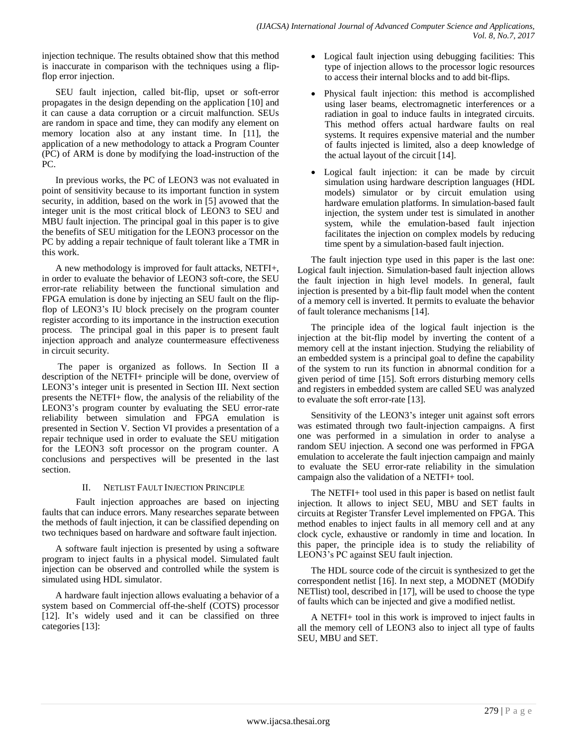injection technique. The results obtained show that this method is inaccurate in comparison with the techniques using a flip-flop error injection.

SEU fault injection, called bit-flip, upset or soft-error propagates in the design depending on the application [10] and it can cause a data corruption or a circuit malfunction. SEUs are random in space and time, they can modify any element on memory location also at any instant time. In [11], the application of a new methodology to attack a Program Counter (PC) of ARM is done by modifying the load-instruction of the PC.

In previous works, the PC of LEON3 was not evaluated in point of sensitivity because to its important function in system security, in addition, based on the work in [5] avowed that the integer unit is the most critical block of LEON3 to SEU and MBU fault injection. The principal goal in this paper is to give the benefits of SEU mitigation for the LEON3 processor on the PC by adding a repair technique of fault tolerant like a TMR in this work.

A new methodology is improved for fault attacks, NETFI+, in order to evaluate the behavior of LEON3 soft-core, the SEU error-rate reliability between the functional simulation and FPGA emulation is done by injecting an SEU fault on the flip-flop of LEON3's IU block precisely on the program counter register according to its importance in the instruction execution process. The principal goal in this paper is to present fault injection approach and analyze countermeasure effectiveness in circuit security.

The paper is organized as follows. In Section II a description of the NETFI+ principle will be done, overview of LEON3's integer unit is presented in Section III. Next section presents the NETFI+ flow, the analysis of the reliability of the LEON3's program counter by evaluating the SEU error-rate reliability between simulation and FPGA emulation is presented in Section V. Section VI provides a presentation of a repair technique used in order to evaluate the SEU mitigation for the LEON3 soft processor on the program counter. A conclusions and perspectives will be presented in the last section.

## II. Netlist Fault Injection Principle

Fault injection approaches are based on injecting faults that can induce errors. Many researches separate between the methods of fault injection, it can be classified depending on two techniques based on hardware and software fault injection.

A software fault injection is presented by using a software program to inject faults in a physical model. Simulated fault injection can be observed and controlled while the system is simulated using HDL simulator.

A hardware fault injection allows evaluating a behavior of a system based on Commercial off-the-shelf (COTS) processor [12]. It's widely used and it can be classified on three categories [13]:

- Logical fault injection using debugging facilities: This type of injection allows to the processor logic resources to access their internal blocks and to add bit-flips.
- Physical fault injection: this method is accomplished using laser beams, electromagnetic interferences or a radiation in goal to induce faults in integrated circuits. This method offers actual hardware faults on real systems. It requires expensive material and the number of faults injected is limited, also a deep knowledge of the actual layout of the circuit [14].
- Logical fault injection: it can be made by circuit simulation using hardware description languages (HDL models) simulator or by circuit emulation using hardware emulation platforms. In simulation-based fault injection, the system under test is simulated in another system, while the emulation-based fault injection facilitates the injection on complex models by reducing time spent by a simulation-based fault injection.

The fault injection type used in this paper is the last one: Logical fault injection. Simulation-based fault injection allows the fault injection in high level models. In general, fault injection is presented by a bit-flip fault model when the content of a memory cell is inverted. It permits to evaluate the behavior of fault tolerance mechanisms [14].

The principle idea of the logical fault injection is the injection at the bit-flip model by inverting the content of a memory cell at the instant injection. Studying the reliability of an embedded system is a principal goal to define the capability of the system to run its function in abnormal condition for a given period of time [15]. Soft errors disturbing memory cells and registers in embedded system are called SEU was analyzed to evaluate the soft error-rate [13].

Sensitivity of the LEON3's integer unit against soft errors was estimated through two fault-injection campaigns. A first one was performed in a simulation in order to analyse a random SEU injection. A second one was performed in FPGA emulation to accelerate the fault injection campaign and mainly to evaluate the SEU error-rate reliability in the simulation campaign also the validation of a NETFI+ tool.

The NETFI+ tool used in this paper is based on netlist fault injection. It allows to inject SEU, MBU and SET faults in circuits at Register Transfer Level implemented on FPGA. This method enables to inject faults in all memory cell and at any clock cycle, exhaustive or randomly in time and location. In this paper, the principle idea is to study the reliability of LEON3's PC against SEU fault injection.

The HDL source code of the circuit is synthesized to get the correspondent netlist [16]. In next step, a MODNET (MODify NETlist) tool, described in [17], will be used to choose the type of faults which can be injected and give a modified netlist.

A NETFI+ tool in this work is improved to inject faults in all the memory cell of LEON3 also to inject all type of faults SEU, MBU and SET.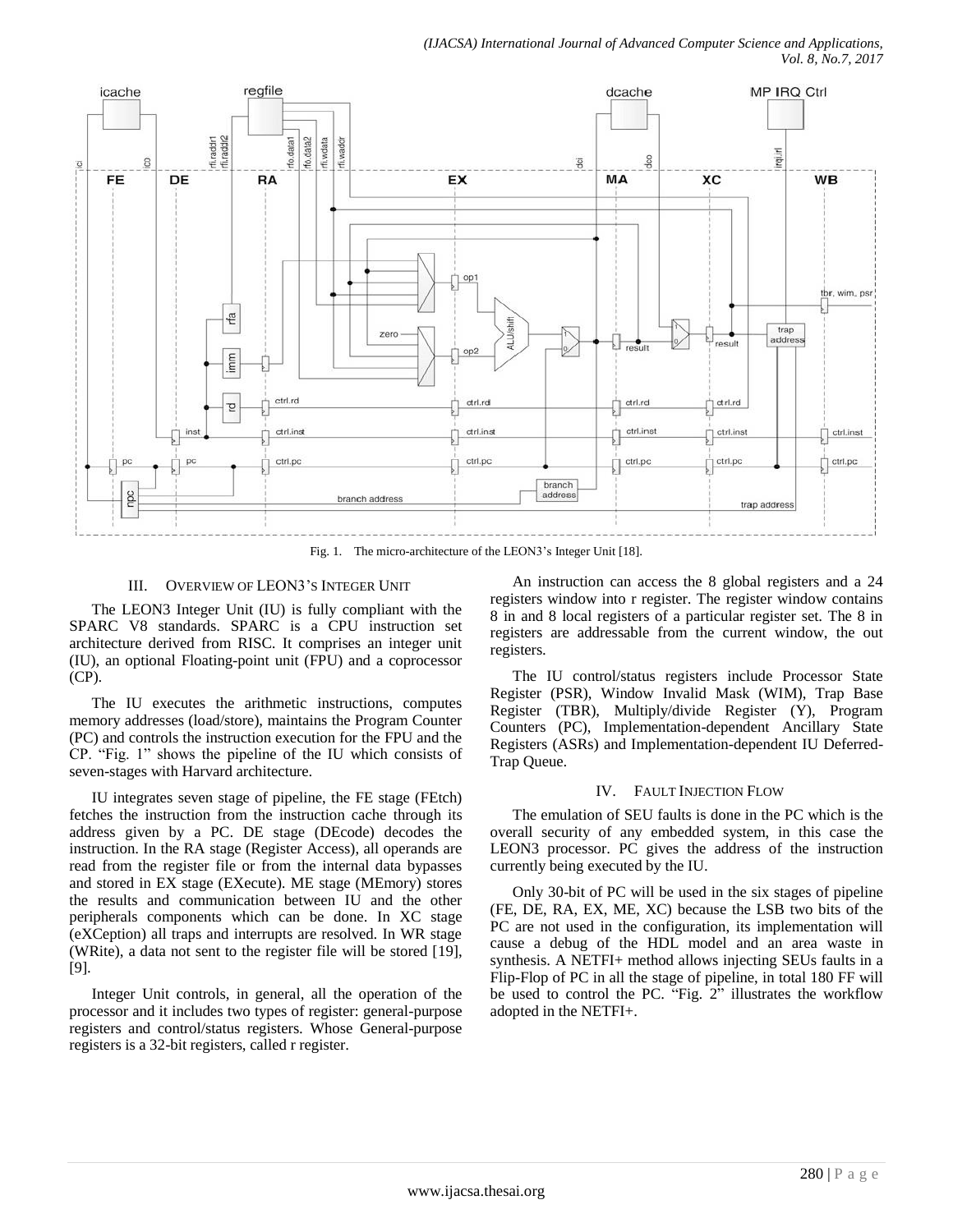Fig. 1. The micro-architecture of the LEON3's Integer Unit [18].

## III. OVERVIEW OF LEON3'S INTEGER UNIT

The LEON3 Integer Unit (IU) is fully compliant with the SPARC V8 standards. SPARC is a CPU instruction set architecture derived from RISC. It comprises an integer unit (IU), an optional Floating-point unit (FPU) and a coprocessor (CP).

The IU executes the arithmetic instructions, computes memory addresses (load/store), maintains the Program Counter (PC) and controls the instruction execution for the FPU and the CP. "Fig. 1" shows the pipeline of the IU which consists of seven-stages with Harvard architecture.

IU integrates seven stage of pipeline, the FE stage (FEtch) fetches the instruction from the instruction cache through its address given by a PC. DE stage (DEcode) decodes the instruction. In the RA stage (Register Access), all operands are read from the register file or from the internal data bypasses and stored in EX stage (EXecute). ME stage (MEmory) stores the results and communication between IU and the other peripherals components which can be done. In XC stage (eXCeption) all traps and interrupts are resolved. In WR stage (WRite), a data not sent to the register file will be stored [19], [9].

Integer Unit controls, in general, all the operation of the processor and it includes two types of register: general-purpose registers and control/status registers. Whose General-purpose registers is a 32-bit registers, called r register.

An instruction can access the 8 global registers and a 24 registers window into r register. The register window contains 8 in and 8 local registers of a particular register set. The 8 in registers are addressable from the current window, the out registers.

The IU control/status registers include Processor State Register (PSR), Window Invalid Mask (WIM), Trap Base Register (TBR), Multiply/divide Register (Y), Program Counters (PC), Implementation-dependent Ancillary State Registers (ASRs) and Implementation-dependent IU Deferred-Trap Queue.

## IV. FAULT INJECTION FLOW

The emulation of SEU faults is done in the PC which is the overall security of any embedded system, in this case the LEON3 processor. PC gives the address of the instruction currently being executed by the IU.

Only 30-bit of PC will be used in the six stages of pipeline (FE, DE, RA, EX, ME, XC) because the LSB two bits of the PC are not used in the configuration, its implementation will cause a debug of the HDL model and an area waste in synthesis. A NETFI+ method allows injecting SEUs faults in a Flip-Flop of PC in all the stage of pipeline, in total 180 FF will be used to control the PC. "Fig. 2" illustrates the workflow adopted in the NETFI+.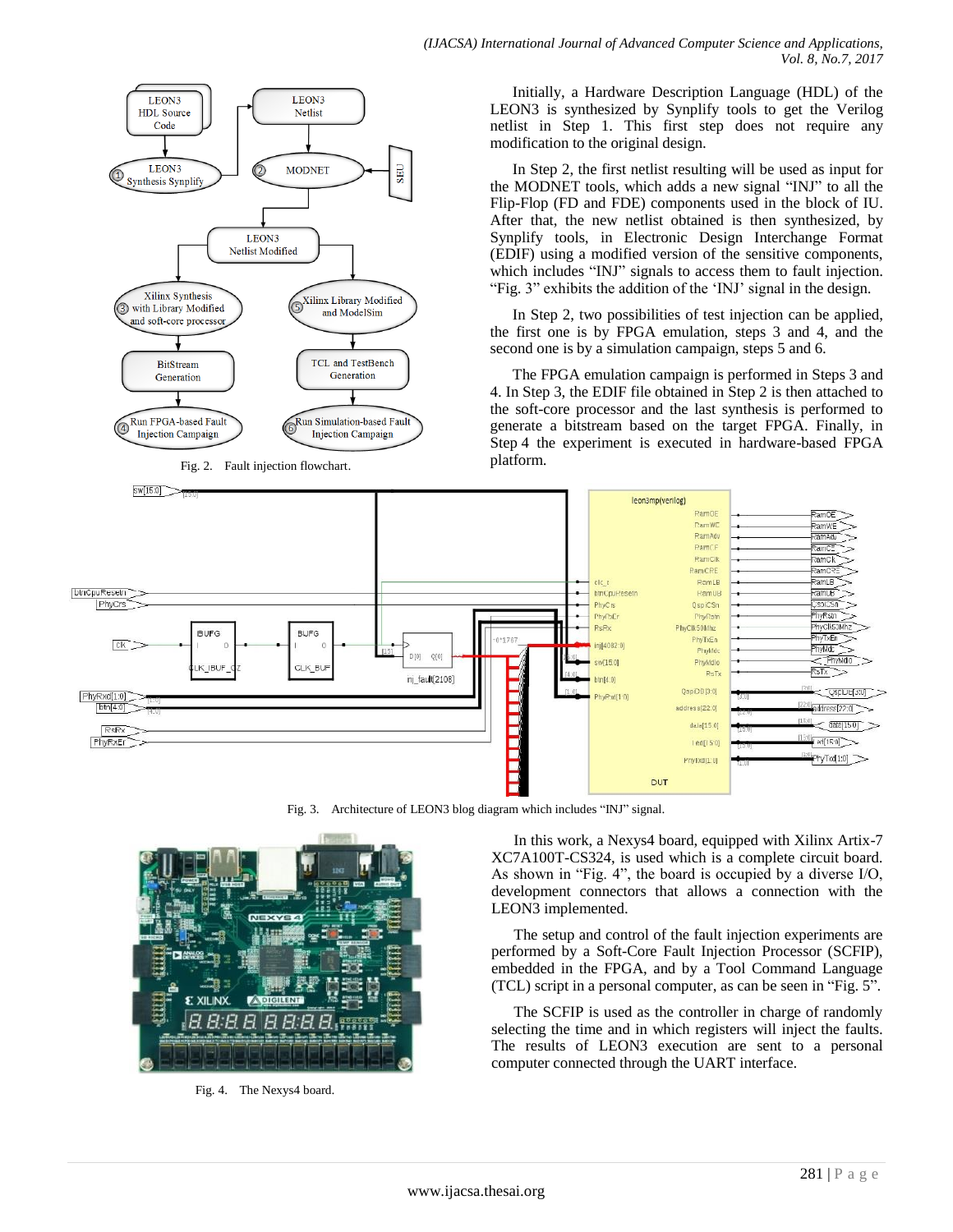Fig. 2. Fault injection flowchart.

Initially, a Hardware Description Language (HDL) of the LEON3 is synthesized by Synplify tools to get the Verilog netlist in Step 1. This first step does not require any modification to the original design.

In Step 2, the first netlist resulting will be used as input for the MODNET tools, which adds a new signal "INJ" to all the Flip-Flop (FD and FDE) components used in the block of IU. After that, the new netlist obtained is then synthesized, by Synplify tools, in Electronic Design Interchange Format (EDIF) using a modified version of the sensitive components, which includes "INJ" signals to access them to fault injection. "Fig. 3" exhibits the addition of the 'INJ' signal in the design.

In Step 2, two possibilities of test injection can be applied, the first one is by FPGA emulation, steps 3 and 4, and the second one is by a simulation campaign, steps 5 and 6.

The FPGA emulation campaign is performed in Steps 3 and 4. In Step 3, the EDIF file obtained in Step 2 is then attached to the soft-core processor and the last synthesis is performed to generate a bitstream based on the target FPGA. Finally, in Step 4 the experiment is executed in hardware-based FPGA platform.

Fig. 3. Architecture of LEON3 blog diagram which includes "INJ" signal.

Fig. 4. The Nexys4 board.

In this work, a Nexys4 board, equipped with Xilinx Artix-7 XC7A100T-CS324, is used which is a complete circuit board. As shown in "Fig. 4", the board is occupied by a diverse I/O, development connectors that allows a connection with the LEON3 implemented.

The setup and control of the fault injection experiments are performed by a Soft-Core Fault Injection Processor (SCFIP), embedded in the FPGA, and by a Tool Command Language (TCL) script in a personal computer, as can be seen in "Fig. 5".

The SCFIP is used as the controller in charge of randomly selecting the time and in which registers will inject the faults. The results of LEON3 execution are sent to a personal computer connected through the UART interface.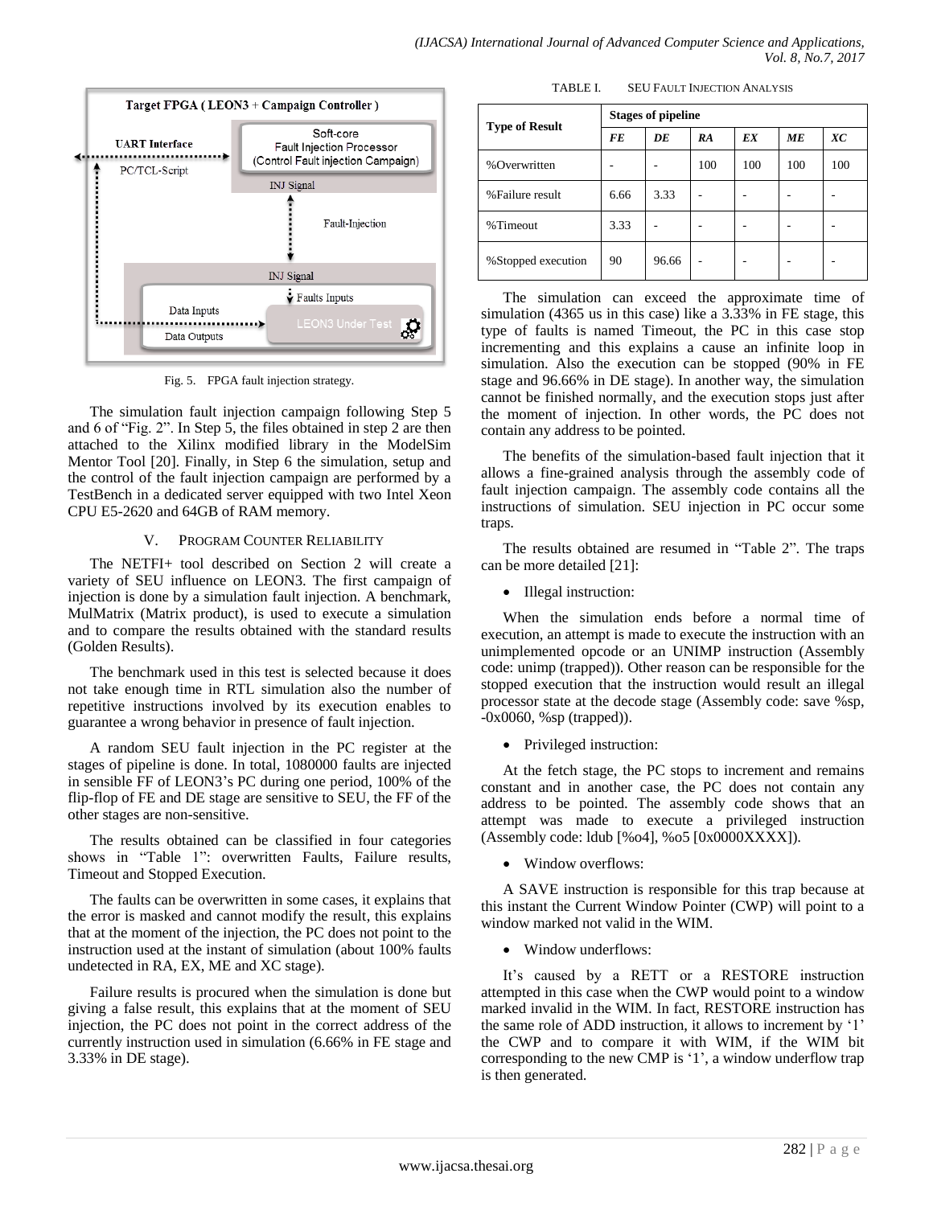Fig. 5. FPGA fault injection strategy.

The simulation fault injection campaign following Step 5 and 6 of "Fig. 2". In Step 5, the files obtained in step 2 are then attached to the Xilinx modified library in the ModelSim Mentor Tool [20]. Finally, in Step 6 the simulation, setup and the control of the fault injection campaign are performed by a TestBench in a dedicated server equipped with two Intel Xeon CPU E5-2620 and 64GB of RAM memory.

## V. Program Counter Reliability

The NETFI+ tool described on Section 2 will create a variety of SEU influence on LEON3. The first campaign of injection is done by a simulation fault injection. A benchmark, MulMatrix (Matrix product), is used to execute a simulation and to compare the results obtained with the standard results (Golden Results).

The benchmark used in this test is selected because it does not take enough time in RTL simulation also the number of repetitive instructions involved by its execution enables to guarantee a wrong behavior in presence of fault injection.

A random SEU fault injection in the PC register at the stages of pipeline is done. In total, 1080000 faults are injected in sensible FF of LEON3's PC during one period, 100% of the flip-flop of FE and DE stage are sensitive to SEU, the FF of the other stages are non-sensitive.

The results obtained can be classified in four categories shows in "Table 1": overwritten Faults, Failure results, Timeout and Stopped Execution.

The faults can be overwritten in some cases, it explains that the error is masked and cannot modify the result, this explains that at the moment of the injection, the PC does not point to the instruction used at the instant of simulation (about 100% faults undetected in RA, EX, ME and XC stage).

Failure results is procured when the simulation is done but giving a false result, this explains that at the moment of SEU injection, the PC does not point in the correct address of the currently instruction used in simulation (6.66% in FE stage and 3.33% in DE stage).

TABLE I. SEU Fault Injection Analysis

| Type of Result | Stages of pipeline | | | | | |
|---|---|---|---|---|---|---|
| | *FE* | *DE* | *RA* | *EX* | *ME* | *XC* |
| %Overwritten | - | - | 100 | 100 | 100 | 100 |
| %Failure result | 6.66 | 3.33 | - | - | - | - |
| %Timeout | 3.33 | - | - | - | - | - |
| %Stopped execution | 90 | 96.66 | - | - | - | - |

The simulation can exceed the approximate time of simulation (4365 us in this case) like a 3.33% in FE stage, this type of faults is named Timeout, the PC in this case stop incrementing and this explains a cause an infinite loop in simulation. Also the execution can be stopped (90% in FE stage and 96.66% in DE stage). In another way, the simulation cannot be finished normally, and the execution stops just after the moment of injection. In other words, the PC does not contain any address to be pointed.

The benefits of the simulation-based fault injection that it allows a fine-grained analysis through the assembly code of fault injection campaign. The assembly code contains all the instructions of simulation. SEU injection in PC occur some traps.

The results obtained are resumed in "Table 2". The traps can be more detailed [21]:

- Illegal instruction:

When the simulation ends before a normal time of execution, an attempt is made to execute the instruction with an unimplemented opcode or an UNIMP instruction (Assembly code: unimp (trapped)). Other reason can be responsible for the stopped execution that the instruction would result an illegal processor state at the decode stage (Assembly code: save %sp, -0x0060, %sp (trapped)).

- Privileged instruction:

At the fetch stage, the PC stops to increment and remains constant and in another case, the PC does not contain any address to be pointed. The assembly code shows that an attempt was made to execute a privileged instruction (Assembly code: ldub [%o4], %o5 [0x0000XXXX]).

- Window overflows:

A SAVE instruction is responsible for this trap because at this instant the Current Window Pointer (CWP) will point to a window marked not valid in the WIM.

- Window underflows:

It's caused by a RETT or a RESTORE instruction attempted in this case when the CWP would point to a window marked invalid in the WIM. In fact, RESTORE instruction has the same role of ADD instruction, it allows to increment by '1' the CWP and to compare it with WIM, if the WIM bit corresponding to the new CMP is '1', a window underflow trap is then generated.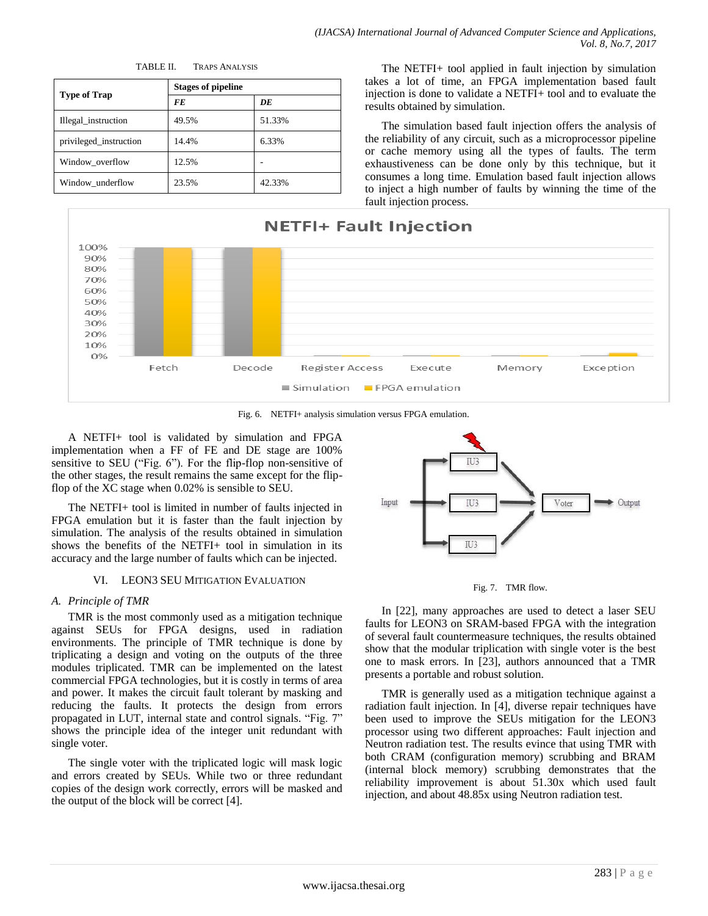TABLE II. TRAPS ANALYSIS

| Type of Trap | Stages of pipeline | |
|---|---|---|
| | *FE* | *DE* |
| Illegal_instruction | 49.5% | 51.33% |
| privileged_instruction | 14.4% | 6.33% |
| Window_overflow | 12.5% | - |
| Window_underflow | 23.5% | 42.33% |

The NETFI+ tool applied in fault injection by simulation takes a lot of time, an FPGA implementation based fault injection is done to validate a NETFI+ tool and to evaluate the results obtained by simulation.

The simulation based fault injection offers the analysis of the reliability of any circuit, such as a microprocessor pipeline or cache memory using all the types of faults. The term exhaustiveness can be done only by this technique, but it consumes a long time. Emulation based fault injection allows to inject a high number of faults by winning the time of the fault injection process.

Fig. 6. NETFI+ analysis simulation versus FPGA emulation.

A NETFI+ tool is validated by simulation and FPGA implementation when a FF of FE and DE stage are 100% sensitive to SEU ("Fig. 6"). For the flip-flop non-sensitive of the other stages, the result remains the same except for the flip-flop of the XC stage when 0.02% is sensible to SEU.

The NETFI+ tool is limited in number of faults injected in FPGA emulation but it is faster than the fault injection by simulation. The analysis of the results obtained in simulation shows the benefits of the NETFI+ tool in simulation in its accuracy and the large number of faults which can be injected.

## VI. LEON3 SEU Mitigation Evaluation

### *A. Principle of TMR*

TMR is the most commonly used as a mitigation technique against SEUs for FPGA designs, used in radiation environments. The principle of TMR technique is done by triplicating a design and voting on the outputs of the three modules triplicated. TMR can be implemented on the latest commercial FPGA technologies, but it is costly in terms of area and power. It makes the circuit fault tolerant by masking and reducing the faults. It protects the design from errors propagated in LUT, internal state and control signals. "Fig. 7" shows the principle idea of the integer unit redundant with single voter.

The single voter with the triplicated logic will mask logic and errors created by SEUs. While two or three redundant copies of the design work correctly, errors will be masked and the output of the block will be correct [4].

Fig. 7. TMR flow.

In [22], many approaches are used to detect a laser SEU faults for LEON3 on SRAM-based FPGA with the integration of several fault countermeasure techniques, the results obtained show that the modular triplication with single voter is the best one to mask errors. In [23], authors announced that a TMR presents a portable and robust solution.

TMR is generally used as a mitigation technique against a radiation fault injection. In [4], diverse repair techniques have been used to improve the SEUs mitigation for the LEON3 processor using two different approaches: Fault injection and Neutron radiation test. The results evince that using TMR with both CRAM (configuration memory) scrubbing and BRAM (internal block memory) scrubbing demonstrates that the reliability improvement is about 51.30x which used fault injection, and about 48.85x using Neutron radiation test.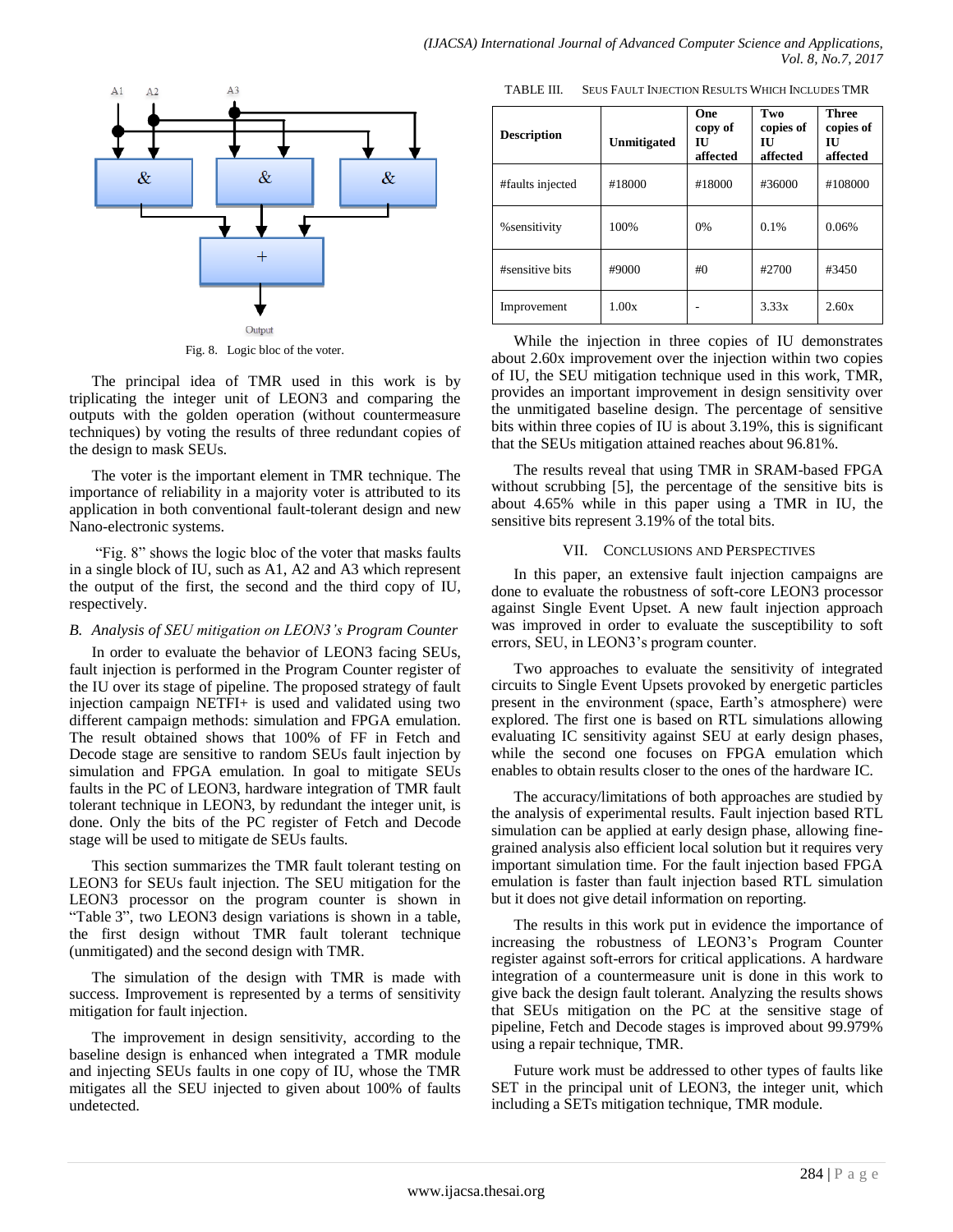Fig. 8. Logic bloc of the voter.

The principal idea of TMR used in this work is by triplicating the integer unit of LEON3 and comparing the outputs with the golden operation (without countermeasure techniques) by voting the results of three redundant copies of the design to mask SEUs.

The voter is the important element in TMR technique. The importance of reliability in a majority voter is attributed to its application in both conventional fault-tolerant design and new Nano-electronic systems.

"Fig. 8" shows the logic bloc of the voter that masks faults in a single block of IU, such as A1, A2 and A3 which represent the output of the first, the second and the third copy of IU, respectively.

### *B. Analysis of SEU mitigation on LEON3's Program Counter*

In order to evaluate the behavior of LEON3 facing SEUs, fault injection is performed in the Program Counter register of the IU over its stage of pipeline. The proposed strategy of fault injection campaign NETFI+ is used and validated using two different campaign methods: simulation and FPGA emulation. The result obtained shows that 100% of FF in Fetch and Decode stage are sensitive to random SEUs fault injection by simulation and FPGA emulation. In goal to mitigate SEUs faults in the PC of LEON3, hardware integration of TMR fault tolerant technique in LEON3, by redundant the integer unit, is done. Only the bits of the PC register of Fetch and Decode stage will be used to mitigate de SEUs faults.

This section summarizes the TMR fault tolerant testing on LEON3 for SEUs fault injection. The SEU mitigation for the LEON3 processor on the program counter is shown in "Table 3", two LEON3 design variations is shown in a table, the first design without TMR fault tolerant technique (unmitigated) and the second design with TMR.

The simulation of the design with TMR is made with success. Improvement is represented by a terms of sensitivity mitigation for fault injection.

The improvement in design sensitivity, according to the baseline design is enhanced when integrated a TMR module and injecting SEUs faults in one copy of IU, whose the TMR mitigates all the SEU injected to given about 100% of faults undetected.

TABLE III. SEUS FAULT INJECTION RESULTS WHICH INCLUDES TMR

| Description | Unmitigated | One copy of IU affected | Two copies of IU affected | Three copies of IU affected |
|---|---|---|---|---|
| #faults injected | #18000 | #18000 | #36000 | #108000 |
| %sensitivity | 100% | 0% | 0.1% | 0.06% |
| #sensitive bits | #9000 | #0 | #2700 | #3450 |
| Improvement | 1.00x | - | 3.33x | 2.60x |

While the injection in three copies of IU demonstrates about 2.60x improvement over the injection within two copies of IU, the SEU mitigation technique used in this work, TMR, provides an important improvement in design sensitivity over the unmitigated baseline design. The percentage of sensitive bits within three copies of IU is about 3.19%, this is significant that the SEUs mitigation attained reaches about 96.81%.

The results reveal that using TMR in SRAM-based FPGA without scrubbing [5], the percentage of the sensitive bits is about 4.65% while in this paper using a TMR in IU, the sensitive bits represent 3.19% of the total bits.

## VII. CONCLUSIONS AND PERSPECTIVES

In this paper, an extensive fault injection campaigns are done to evaluate the robustness of soft-core LEON3 processor against Single Event Upset. A new fault injection approach was improved in order to evaluate the susceptibility to soft errors, SEU, in LEON3's program counter.

Two approaches to evaluate the sensitivity of integrated circuits to Single Event Upsets provoked by energetic particles present in the environment (space, Earth's atmosphere) were explored. The first one is based on RTL simulations allowing evaluating IC sensitivity against SEU at early design phases, while the second one focuses on FPGA emulation which enables to obtain results closer to the ones of the hardware IC.

The accuracy/limitations of both approaches are studied by the analysis of experimental results. Fault injection based RTL simulation can be applied at early design phase, allowing fine-grained analysis also efficient local solution but it requires very important simulation time. For the fault injection based FPGA emulation is faster than fault injection based RTL simulation but it does not give detail information on reporting.

The results in this work put in evidence the importance of increasing the robustness of LEON3's Program Counter register against soft-errors for critical applications. A hardware integration of a countermeasure unit is done in this work to give back the design fault tolerant. Analyzing the results shows that SEUs mitigation on the PC at the sensitive stage of pipeline, Fetch and Decode stages is improved about 99.979% using a repair technique, TMR.

Future work must be addressed to other types of faults like SET in the principal unit of LEON3, the integer unit, which including a SETs mitigation technique, TMR module.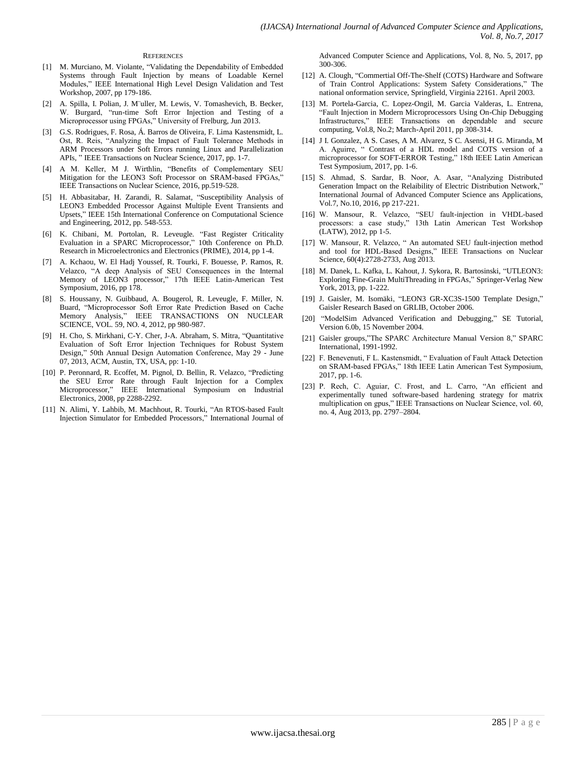## References

[1] M. Murciano, M. Violante, "Validating the Dependability of Embedded Systems through Fault Injection by means of Loadable Kernel Modules," IEEE International High Level Design Validation and Test Workshop, 2007, pp 179-186.

[2] A. Spilla, I. Polian, J. M¨uller, M. Lewis, V. Tomashevich, B. Becker, W. Burgard, "run-time Soft Error Injection and Testing of a Microprocessor using FPGAs," University of Frelburg, Jun 2013.

[3] G.S. Rodrigues, F. Rosa, Á. Barros de Oliveira, F. Lima Kastensmidt, L. Ost, R. Reis, "Analyzing the Impact of Fault Tolerance Methods in ARM Processors under Soft Errors running Linux and Parallelization APIs, " IEEE Transactions on Nuclear Science, 2017, pp. 1-7.

[4] A M. Keller, M J. Wirthlin, "Benefits of Complementary SEU Mitigation for the LEON3 Soft Processor on SRAM-based FPGAs," IEEE Transactions on Nuclear Science, 2016, pp.519-528.

[5] H. Abbasitabar, H. Zarandi, R. Salamat, "Susceptibility Analysis of LEON3 Embedded Processor Against Multiple Event Transients and Upsets," IEEE 15th International Conference on Computational Science and Engineering, 2012, pp. 548-553.

[6] K. Chibani, M. Portolan, R. Leveugle. "Fast Register Criticality Evaluation in a SPARC Microprocessor," 10th Conference on Ph.D. Research in Microelectronics and Electronics (PRIME), 2014, pp 1-4.

[7] A. Kchaou, W. El Hadj Youssef, R. Tourki, F. Bouesse, P. Ramos, R. Velazco, "A deep Analysis of SEU Consequences in the Internal Memory of LEON3 processor," 17th IEEE Latin-American Test Symposium, 2016, pp 178.

[8] S. Houssany, N. Guibbaud, A. Bougerol, R. Leveugle, F. Miller, N. Buard, "Microprocessor Soft Error Rate Prediction Based on Cache Memory Analysis," IEEE TRANSACTIONS ON NUCLEAR SCIENCE, VOL. 59, NO. 4, 2012, pp 980-987.

[9] H. Cho, S. Mirkhani, C-Y. Cher, J-A. Abraham, S. Mitra, "Quantitative Evaluation of Soft Error Injection Techniques for Robust System Design," 50th Annual Design Automation Conference, May 29 - June 07, 2013, ACM, Austin, TX, USA, pp: 1-10.

[10] P. Peronnard, R. Ecoffet, M. Pignol, D. Bellin, R. Velazco, "Predicting the SEU Error Rate through Fault Injection for a Complex Microprocessor," IEEE International Symposium on Industrial Electronics, 2008, pp 2288-2292.

[11] N. Alimi, Y. Lahbib, M. Machhout, R. Tourki, "An RTOS-based Fault Injection Simulator for Embedded Processors," International Journal of Advanced Computer Science and Applications, Vol. 8, No. 5, 2017, pp 300-306.

[12] A. Clough, "Commertial Off-The-Shelf (COTS) Hardware and Software of Train Control Applications: System Safety Considerations," The national onformation service, Springfield, Virginia 22161. April 2003.

[13] M. Portela-Garcia, C. Lopez-Ongil, M. Garcia Valderas, L. Entrena, "Fault Injection in Modern Microprocessors Using On-Chip Debugging Infrastructures," IEEE Transactions on dependable and secure computing, Vol.8, No.2; March-April 2011, pp 308-314.

[14] J I. Gonzalez, A S. Cases, A M. Alvarez, S C. Asensi, H G. Miranda, M A. Aguirre, " Contrast of a HDL model and COTS version of a microprocessor for SOFT-ERROR Testing," 18th IEEE Latin American Test Symposium, 2017, pp. 1-6.

[15] S. Ahmad, S. Sardar, B. Noor, A. Asar, "Analyzing Distributed Generation Impact on the Relaibility of Electric Distribution Network," International Journal of Advanced Computer Science ans Applications, Vol.7, No.10, 2016, pp 217-221.

[16] W. Mansour, R. Velazco, "SEU fault-injection in VHDL-based processors: a case study," 13th Latin American Test Workshop (LATW), 2012, pp 1-5.

[17] W. Mansour, R. Velazco, " An automated SEU fault-injection method and tool for HDL-Based Designs," IEEE Transactions on Nuclear Science, 60(4):2728-2733, Aug 2013.

[18] M. Danek, L. Kafka, L. Kahout, J. Sykora, R. Bartosinski, "UTLEON3: Exploring Fine-Grain MultiThreading in FPGAs," Springer-Verlag New York, 2013, pp. 1-222.

[19] J. Gaisler, M. Isomäki, "LEON3 GR-XC3S-1500 Template Design," Gaisler Research Based on GRLIB, October 2006.

[20] "ModelSim Advanced Verification and Debugging," SE Tutorial, Version 6.0b, 15 November 2004.

[21] Gaisler groups,"The SPARC Architecture Manual Version 8," SPARC International, 1991-1992.

[22] F. Benevenuti, F L. Kastensmidt, " Evaluation of Fault Attack Detection on SRAM-based FPGAs," 18th IEEE Latin American Test Symposium, 2017, pp. 1-6.

[23] P. Rech, C. Aguiar, C. Frost, and L. Carro, "An efficient and experimentally tuned software-based hardening strategy for matrix multiplication on gpus," IEEE Transactions on Nuclear Science, vol. 60, no. 4, Aug 2013, pp. 2797–2804.